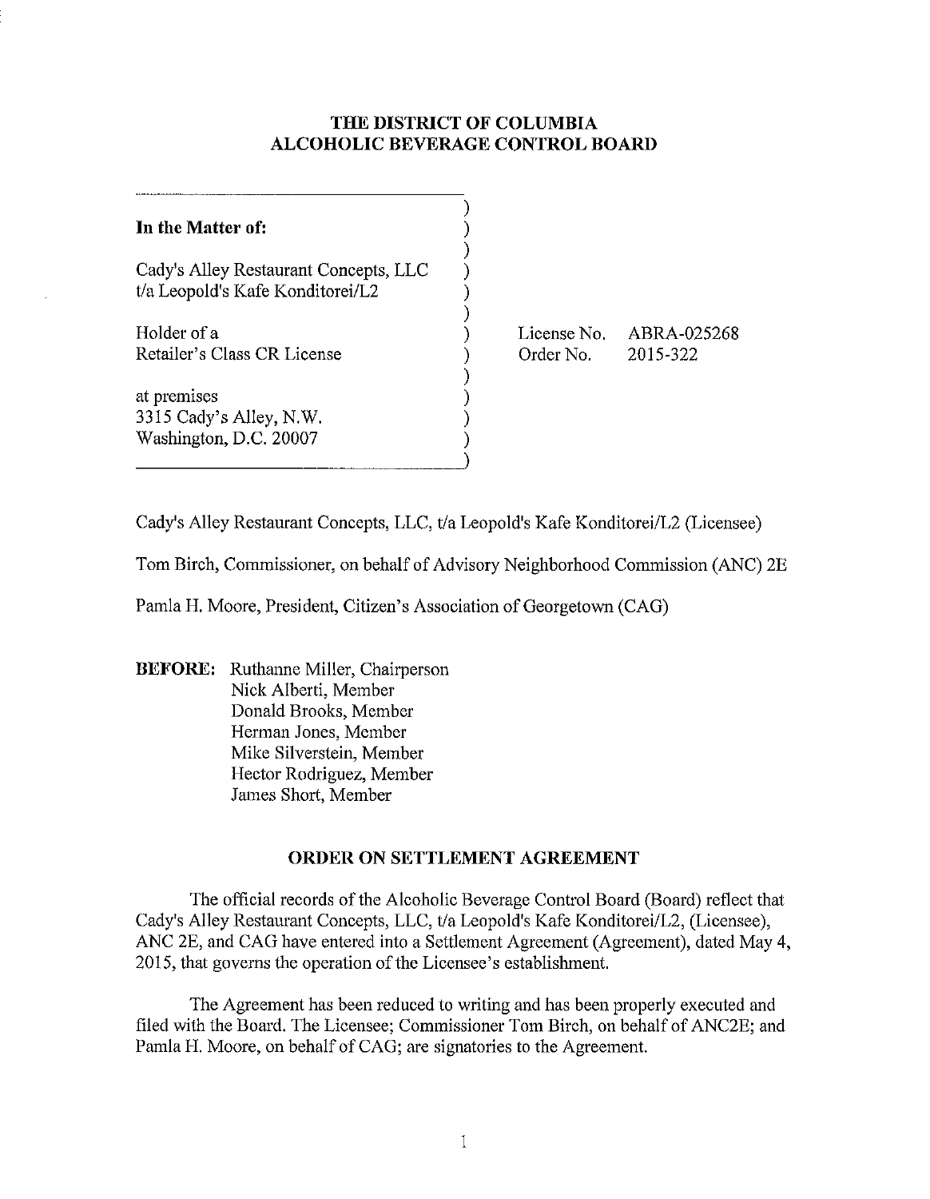# THE DISTRICT OF COLUMBIA ALCOHOLIC BEVERAGE CONTROL BOARD

| | |
|---|---|
| **In the Matter of:** | |
| Cady's Alley Restaurant Concepts, LLC t/a Leopold's Kafe Konditorei/L2 | |
| Holder of a Retailer's Class CR License | License No. ABRA-025268 Order No. 2015-322 |
| at premises 3315 Cady's Alley, N.W. Washington, D.C. 20007 | |

Cady's Alley Restaurant Concepts, LLC, t/a Leopold's Kafe Konditorei/L2 (Licensee)

Tom Birch, Commissioner, on behalf of Advisory Neighborhood Commission (ANC) 2E

Pamla H. Moore, President, Citizen's Association of Georgetown (CAG)

**BEFORE:** Ruthanne Miller, Chairperson
Nick Alberti, Member
Donald Brooks, Member
Herman Jones, Member
Mike Silverstein, Member
Hector Rodriguez, Member
James Short, Member

## ORDER ON SETTLEMENT AGREEMENT

The official records of the Alcoholic Beverage Control Board (Board) reflect that Cady's Alley Restaurant Concepts, LLC, t/a Leopold's Kafe Konditorei/L2, (Licensee), ANC 2E, and CAG have entered into a Settlement Agreement (Agreement), dated May 4, 2015, that governs the operation of the Licensee's establishment.

The Agreement has been reduced to writing and has been properly executed and filed with the Board. The Licensee; Commissioner Tom Birch, on behalf of ANC2E; and Pamla H. Moore, on behalf of CAG; are signatories to the Agreement.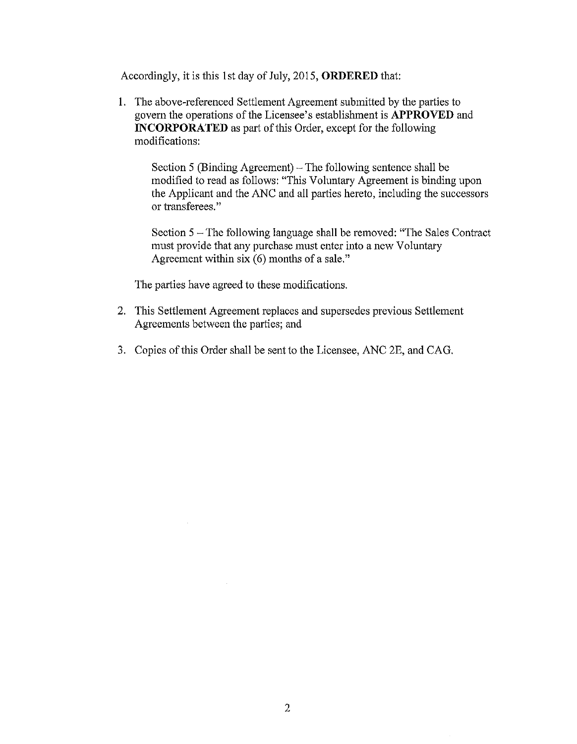Accordingly, it is this 1st day of July, 2015, **ORDERED** that:

1. The above-referenced Settlement Agreement submitted by the parties to govern the operations of the Licensee's establishment is **APPROVED** and **INCORPORATED** as part of this Order, except for the following modifications:

   Section 5 (Binding Agreement) – The following sentence shall be modified to read as follows: "This Voluntary Agreement is binding upon the Applicant and the ANC and all parties hereto, including the successors or transferees."

   Section 5 – The following language shall be removed: "The Sales Contract must provide that any purchase must enter into a new Voluntary Agreement within six (6) months of a sale."

   The parties have agreed to these modifications.

2. This Settlement Agreement replaces and supersedes previous Settlement Agreements between the parties; and

3. Copies of this Order shall be sent to the Licensee, ANC 2E, and CAG.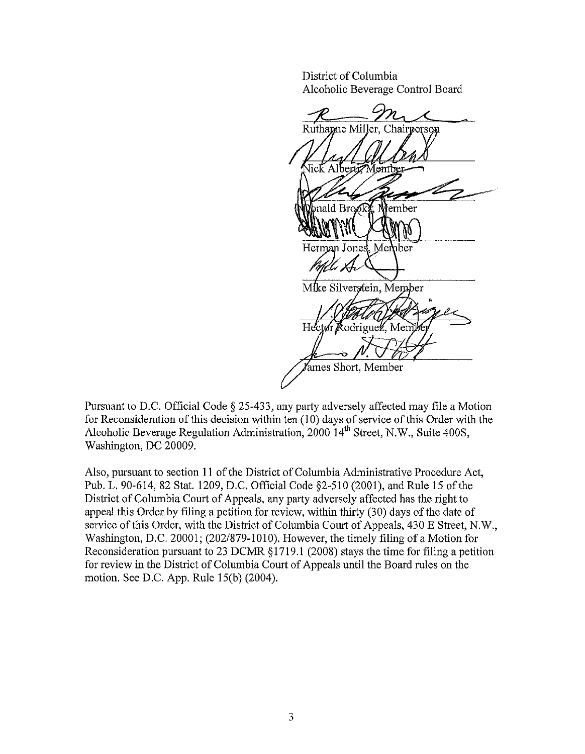District of Columbia
Alcoholic Beverage Control Board

Ruthanne Miller, Chairperson

Nick Alberti, Member

Donald Brooks, Member

Herman Jones, Member

Mike Silverstein, Member

Hector Rodriguez, Member

James Short, Member

Pursuant to D.C. Official Code § 25-433, any party adversely affected may file a Motion for Reconsideration of this decision within ten (10) days of service of this Order with the Alcoholic Beverage Regulation Administration, 2000 14th Street, N.W., Suite 400S, Washington, DC 20009.

Also, pursuant to section 11 of the District of Columbia Administrative Procedure Act, Pub. L. 90-614, 82 Stat. 1209, D.C. Official Code §2-510 (2001), and Rule 15 of the District of Columbia Court of Appeals, any party adversely affected has the right to appeal this Order by filing a petition for review, within thirty (30) days of the date of service of this Order, with the District of Columbia Court of Appeals, 430 E Street, N.W., Washington, D.C. 20001; (202/879-1010). However, the timely filing of a Motion for Reconsideration pursuant to 23 DCMR §1719.1 (2008) stays the time for filing a petition for review in the District of Columbia Court of Appeals until the Board rules on the motion. See D.C. App. Rule 15(b) (2004).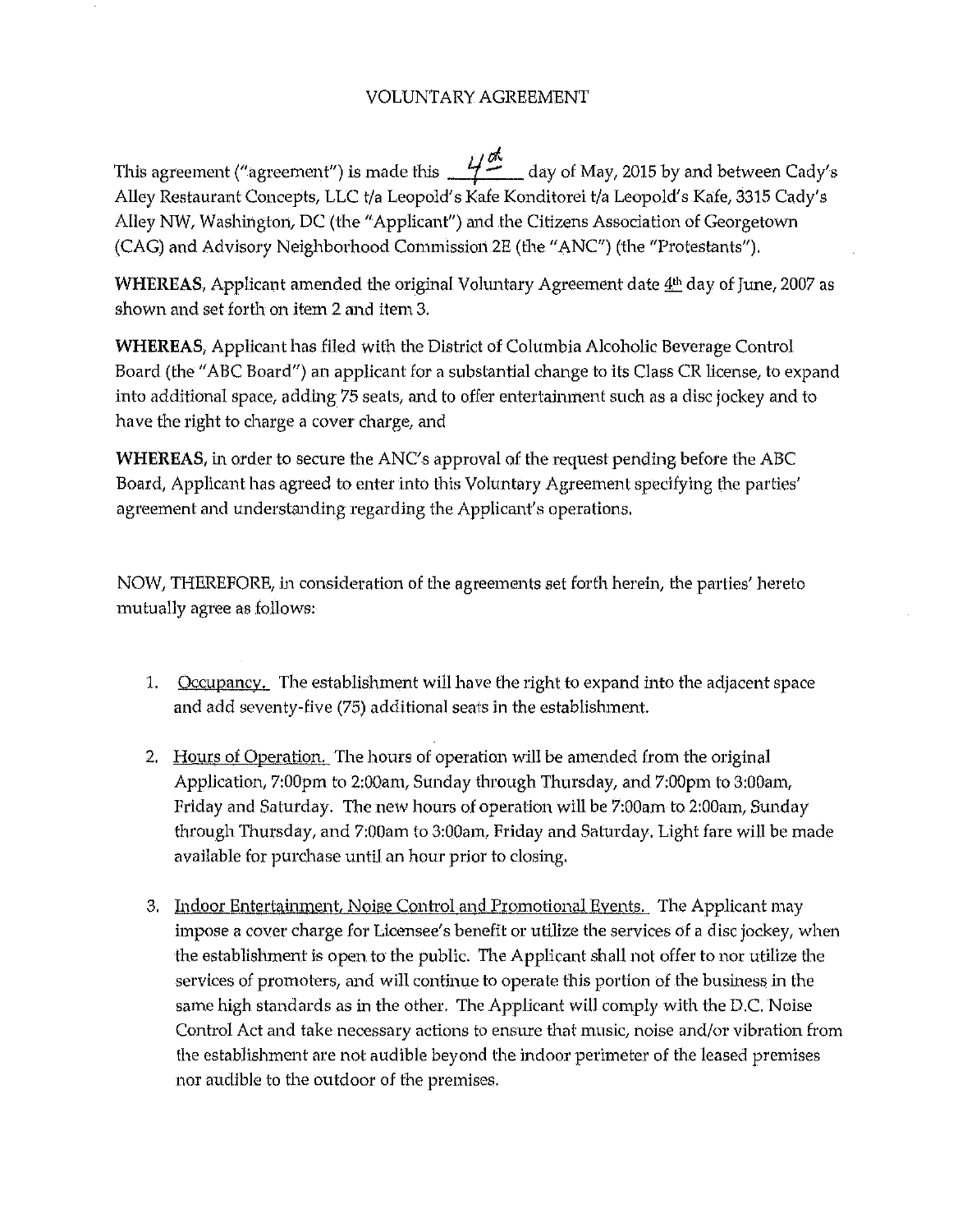VOLUNTARY AGREEMENT

This agreement ("agreement") is made this 4th day of May, 2015 by and between Cady's Alley Restaurant Concepts, LLC t/a Leopold's Kafe Konditorei t/a Leopold's Kafe, 3315 Cady's Alley NW, Washington, DC (the "Applicant") and the Citizens Association of Georgetown (CAG) and Advisory Neighborhood Commission 2E (the "ANC") (the "Protestants").

**WHEREAS**, Applicant amended the original Voluntary Agreement date 4th day of June, 2007 as shown and set forth on item 2 and item 3.

**WHEREAS**, Applicant has filed with the District of Columbia Alcoholic Beverage Control Board (the "ABC Board") an applicant for a substantial change to its Class CR license, to expand into additional space, adding 75 seats, and to offer entertainment such as a disc jockey and to have the right to charge a cover charge, and

**WHEREAS**, in order to secure the ANC's approval of the request pending before the ABC Board, Applicant has agreed to enter into this Voluntary Agreement specifying the parties' agreement and understanding regarding the Applicant's operations.

NOW, THEREFORE, in consideration of the agreements set forth herein, the parties' hereto mutually agree as follows:

1. Occupancy. The establishment will have the right to expand into the adjacent space and add seventy-five (75) additional seats in the establishment.

2. Hours of Operation. The hours of operation will be amended from the original Application, 7:00pm to 2:00am, Sunday through Thursday, and 7:00pm to 3:00am, Friday and Saturday. The new hours of operation will be 7:00am to 2:00am, Sunday through Thursday, and 7:00am to 3:00am, Friday and Saturday. Light fare will be made available for purchase until an hour prior to closing.

3. Indoor Entertainment, Noise Control and Promotional Events. The Applicant may impose a cover charge for Licensee's benefit or utilize the services of a disc jockey, when the establishment is open to the public. The Applicant shall not offer to nor utilize the services of promoters, and will continue to operate this portion of the business in the same high standards as in the other. The Applicant will comply with the D.C. Noise Control Act and take necessary actions to ensure that music, noise and/or vibration from the establishment are not audible beyond the indoor perimeter of the leased premises nor audible to the outdoor of the premises.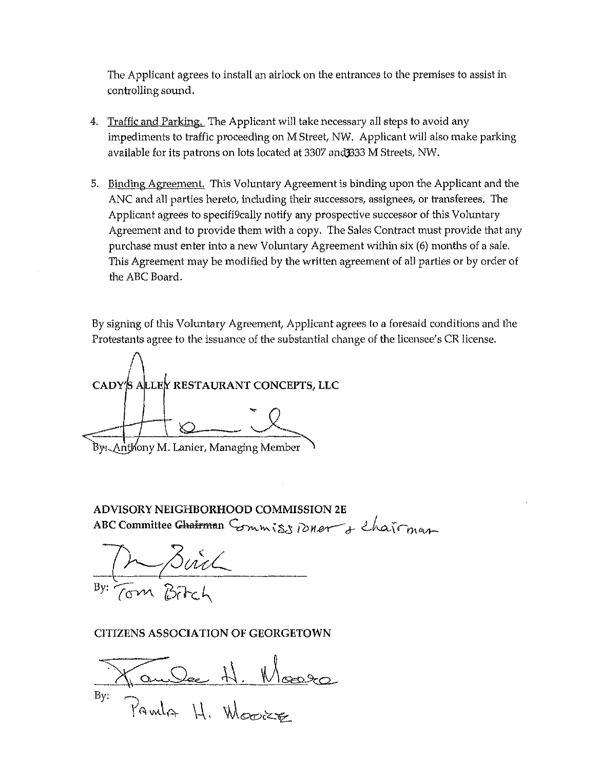The Applicant agrees to install an airlock on the entrances to the premises to assist in controlling sound.

4. Traffic and Parking. The Applicant will take necessary all steps to avoid any impediments to traffic proceeding on M Street, NW. Applicant will also make parking available for its patrons on lots located at 3307 and 3333 M Streets, NW.

5. Binding Agreement. This Voluntary Agreement is binding upon the Applicant and the ANC and all parties hereto, including their successors, assignees, or transferees. The Applicant agrees to specifi9cally notify any prospective successor of this Voluntary Agreement and to provide them with a copy. The Sales Contract must provide that any purchase must enter into a new Voluntary Agreement within six (6) months of a sale. This Agreement may be modified by the written agreement of all parties or by order of the ABC Board.

By signing of this Voluntary Agreement, Applicant agrees to a foresaid conditions and the Protestants agree to the issuance of the substantial change of the licensee's CR license.

**CADY'S ALLEY RESTAURANT CONCEPTS, LLC**

By: Anthony M. Lanier, Managing Member

**ADVISORY NEIGHBORHOOD COMMISSION 2E**
**ABC Committee ~~Chairman~~** Commissioner & Chairman

By: Tom Birch

**CITIZENS ASSOCIATION OF GEORGETOWN**

By: Pamla H. Moore